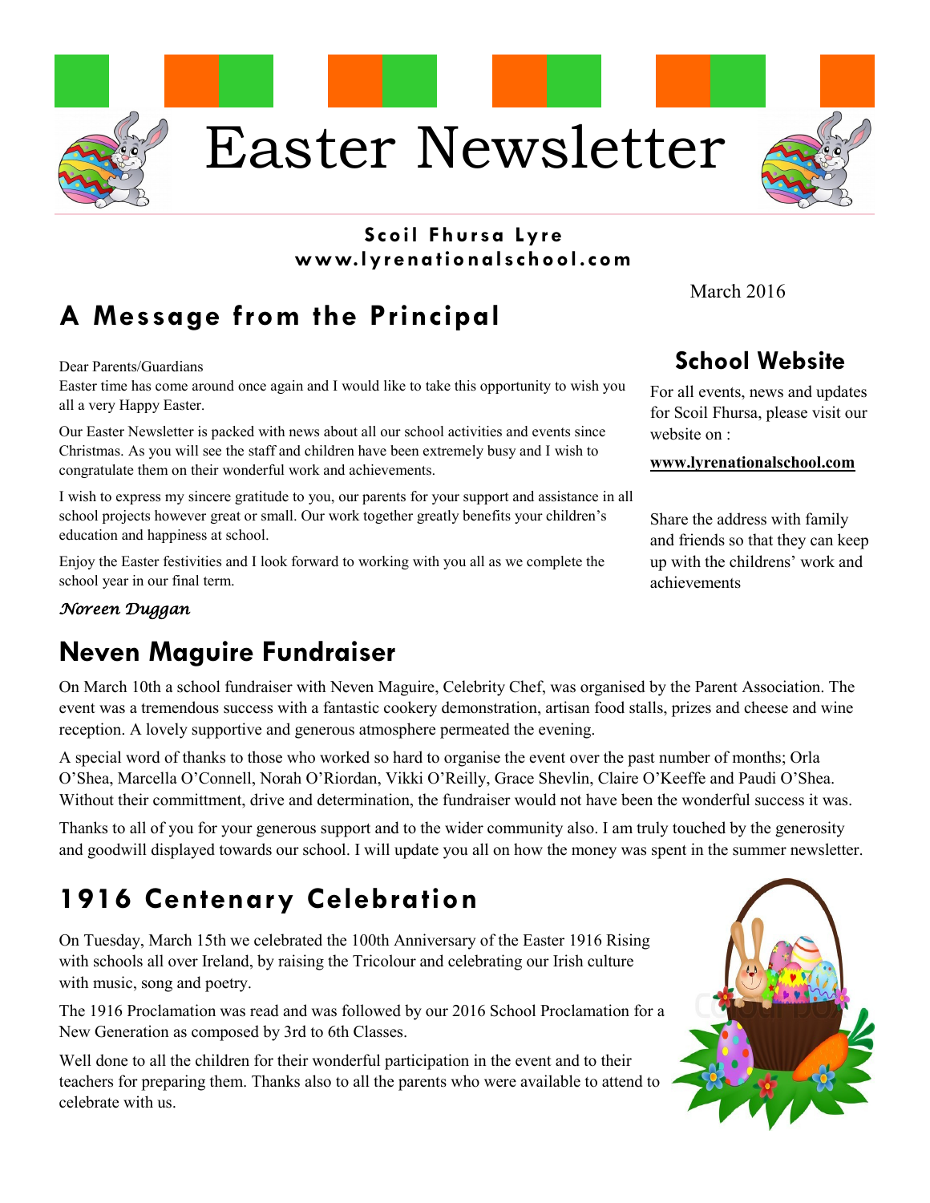# Easter Newsletter

**Scoil Fhursa Lyre**
**www.lyrenationalschool.com**

March 2016

## A Message from the Principal

Dear Parents/Guardians

Easter time has come around once again and I would like to take this opportunity to wish you all a very Happy Easter.

Our Easter Newsletter is packed with news about all our school activities and events since Christmas. As you will see the staff and children have been extremely busy and I wish to congratulate them on their wonderful work and achievements.

I wish to express my sincere gratitude to you, our parents for your support and assistance in all school projects however great or small. Our work together greatly benefits your children's education and happiness at school.

Enjoy the Easter festivities and I look forward to working with you all as we complete the school year in our final term.

*Noreen Duggan*

## School Website

For all events, news and updates for Scoil Fhursa, please visit our website on :

**www.lyrenationalschool.com**

Share the address with family and friends so that they can keep up with the childrens' work and achievements

## Neven Maguire Fundraiser

On March 10th a school fundraiser with Neven Maguire, Celebrity Chef, was organised by the Parent Association. The event was a tremendous success with a fantastic cookery demonstration, artisan food stalls, prizes and cheese and wine reception. A lovely supportive and generous atmosphere permeated the evening.

A special word of thanks to those who worked so hard to organise the event over the past number of months; Orla O'Shea, Marcella O'Connell, Norah O'Riordan, Vikki O'Reilly, Grace Shevlin, Claire O'Keeffe and Paudi O'Shea. Without their committment, drive and determination, the fundraiser would not have been the wonderful success it was.

Thanks to all of you for your generous support and to the wider community also. I am truly touched by the generosity and goodwill displayed towards our school. I will update you all on how the money was spent in the summer newsletter.

## 1916 Centenary Celebration

On Tuesday, March 15th we celebrated the 100th Anniversary of the Easter 1916 Rising with schools all over Ireland, by raising the Tricolour and celebrating our Irish culture with music, song and poetry.

The 1916 Proclamation was read and was followed by our 2016 School Proclamation for a New Generation as composed by 3rd to 6th Classes.

Well done to all the children for their wonderful participation in the event and to their teachers for preparing them. Thanks also to all the parents who were available to attend to celebrate with us.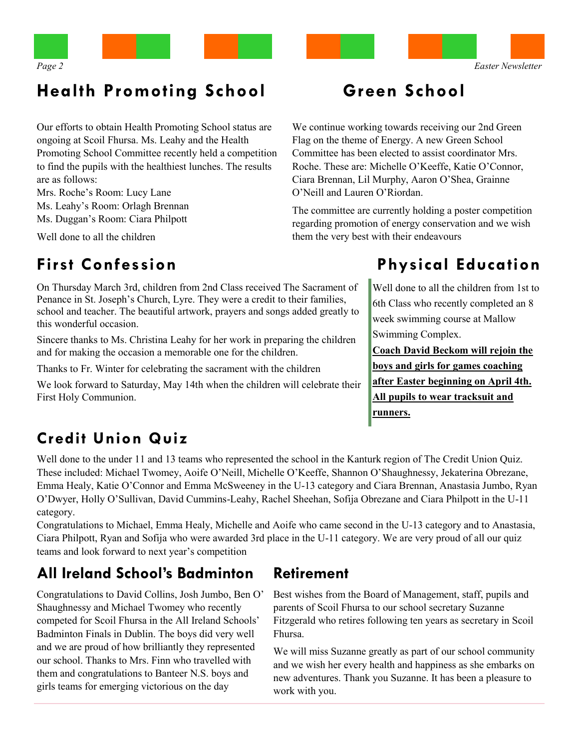## Health Promoting School

Our efforts to obtain Health Promoting School status are ongoing at Scoil Fhursa. Ms. Leahy and the Health Promoting School Committee recently held a competition to find the pupils with the healthiest lunches. The results are as follows:

Mrs. Roche's Room: Lucy Lane
Ms. Leahy's Room: Orlagh Brennan
Ms. Duggan's Room: Ciara Philpott

Well done to all the children

## Green School

We continue working towards receiving our 2nd Green Flag on the theme of Energy. A new Green School Committee has been elected to assist coordinator Mrs. Roche. These are: Michelle O'Keeffe, Katie O'Connor, Ciara Brennan, Lil Murphy, Aaron O'Shea, Grainne O'Neill and Lauren O'Riordan.

The committee are currently holding a poster competition regarding promotion of energy conservation and we wish them the very best with their endeavours

## First Confession

On Thursday March 3rd, children from 2nd Class received The Sacrament of Penance in St. Joseph's Church, Lyre. They were a credit to their families, school and teacher. The beautiful artwork, prayers and songs added greatly to this wonderful occasion.

Sincere thanks to Ms. Christina Leahy for her work in preparing the children and for making the occasion a memorable one for the children.

Thanks to Fr. Winter for celebrating the sacrament with the children

We look forward to Saturday, May 14th when the children will celebrate their First Holy Communion.

## Physical Education

Well done to all the children from 1st to 6th Class who recently completed an 8 week swimming course at Mallow Swimming Complex.

**Coach David Beckom will rejoin the boys and girls for games coaching after Easter beginning on April 4th. All pupils to wear tracksuit and runners.**

## Credit Union Quiz

Well done to the under 11 and 13 teams who represented the school in the Kanturk region of The Credit Union Quiz. These included: Michael Twomey, Aoife O'Neill, Michelle O'Keeffe, Shannon O'Shaughnessy, Jekaterina Obrezane, Emma Healy, Katie O'Connor and Emma McSweeney in the U-13 category and Ciara Brennan, Anastasia Jumbo, Ryan O'Dwyer, Holly O'Sullivan, David Cummins-Leahy, Rachel Sheehan, Sofija Obrezane and Ciara Philpott in the U-11 category.

Congratulations to Michael, Emma Healy, Michelle and Aoife who came second in the U-13 category and to Anastasia, Ciara Philpott, Ryan and Sofija who were awarded 3rd place in the U-11 category. We are very proud of all our quiz teams and look forward to next year's competition

## All Ireland School's Badminton

Congratulations to David Collins, Josh Jumbo, Ben O' Shaughnessy and Michael Twomey who recently competed for Scoil Fhursa in the All Ireland Schools' Badminton Finals in Dublin. The boys did very well and we are proud of how brilliantly they represented our school. Thanks to Mrs. Finn who travelled with them and congratulations to Banteer N.S. boys and girls teams for emerging victorious on the day

## Retirement

Best wishes from the Board of Management, staff, pupils and parents of Scoil Fhursa to our school secretary Suzanne Fitzgerald who retires following ten years as secretary in Scoil Fhursa.

We will miss Suzanne greatly as part of our school community and we wish her every health and happiness as she embarks on new adventures. Thank you Suzanne. It has been a pleasure to work with you.